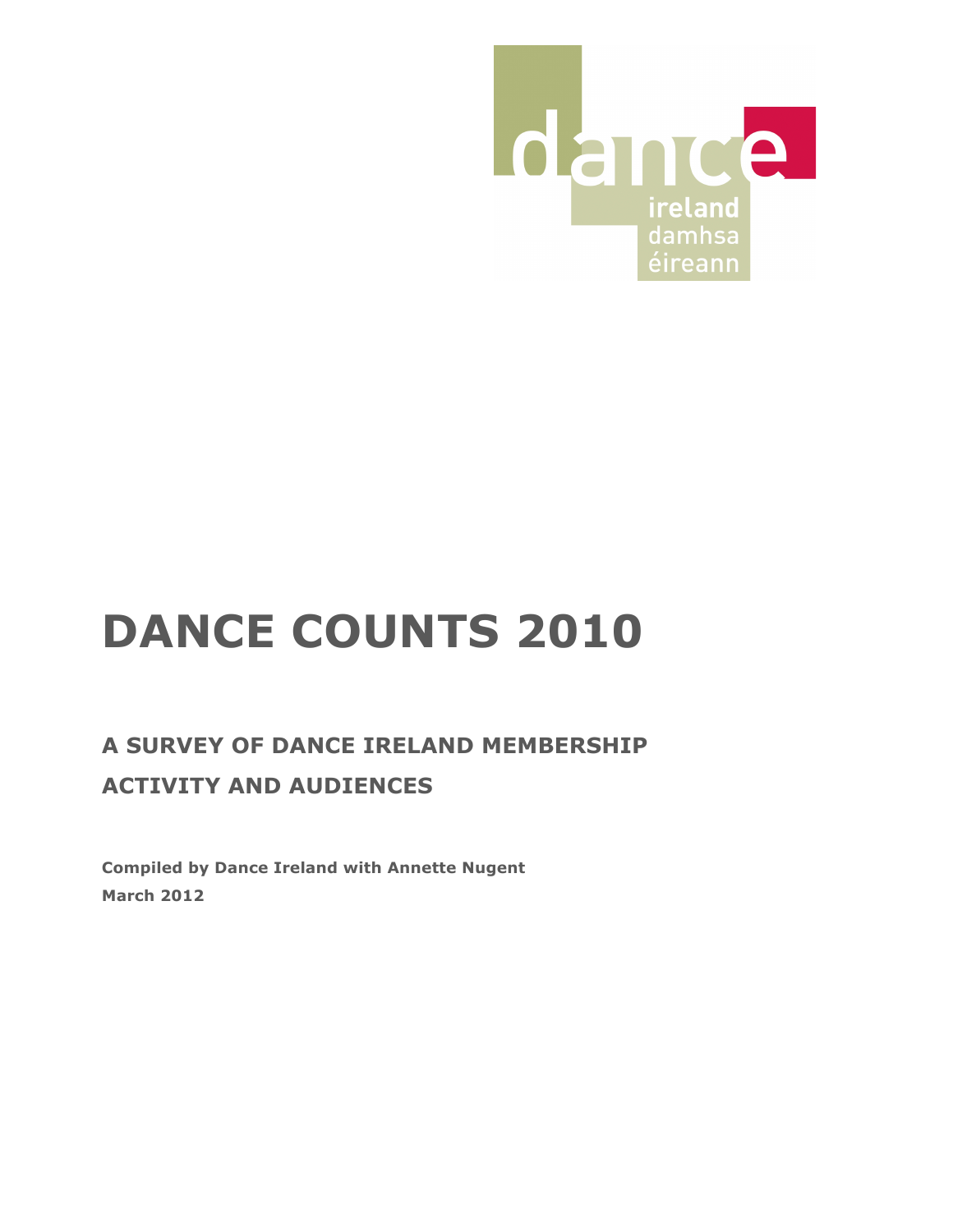dance ireland damhsa éireann

# DANCE COUNTS 2010

## A SURVEY OF DANCE IRELAND MEMBERSHIP ACTIVITY AND AUDIENCES

**Compiled by Dance Ireland with Annette Nugent**
**March 2012**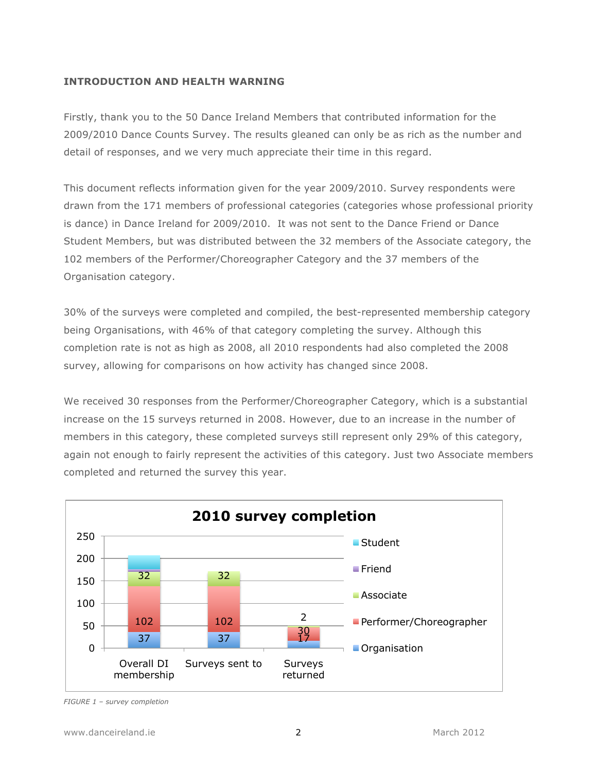## INTRODUCTION AND HEALTH WARNING

Firstly, thank you to the 50 Dance Ireland Members that contributed information for the 2009/2010 Dance Counts Survey. The results gleaned can only be as rich as the number and detail of responses, and we very much appreciate their time in this regard.

This document reflects information given for the year 2009/2010. Survey respondents were drawn from the 171 members of professional categories (categories whose professional priority is dance) in Dance Ireland for 2009/2010. It was not sent to the Dance Friend or Dance Student Members, but was distributed between the 32 members of the Associate category, the 102 members of the Performer/Choreographer Category and the 37 members of the Organisation category.

30% of the surveys were completed and compiled, the best-represented membership category being Organisations, with 46% of that category completing the survey. Although this completion rate is not as high as 2008, all 2010 respondents had also completed the 2008 survey, allowing for comparisons on how activity has changed since 2008.

We received 30 responses from the Performer/Choreographer Category, which is a substantial increase on the 15 surveys returned in 2008. However, due to an increase in the number of members in this category, these completed surveys still represent only 29% of this category, again not enough to fairly represent the activities of this category. Just two Associate members completed and returned the survey this year.

**2010 survey completion**

| | Overall DI membership | Surveys sent to | Surveys returned |
|---|---|---|---|
| Organisation | 37 | 37 | 17 |
| Performer/Choreographer | 102 | 102 | 30 |
| Associate | 32 | 32 | 2 |
| Friend | | | |
| Student | | | |

*FIGURE 1 – survey completion*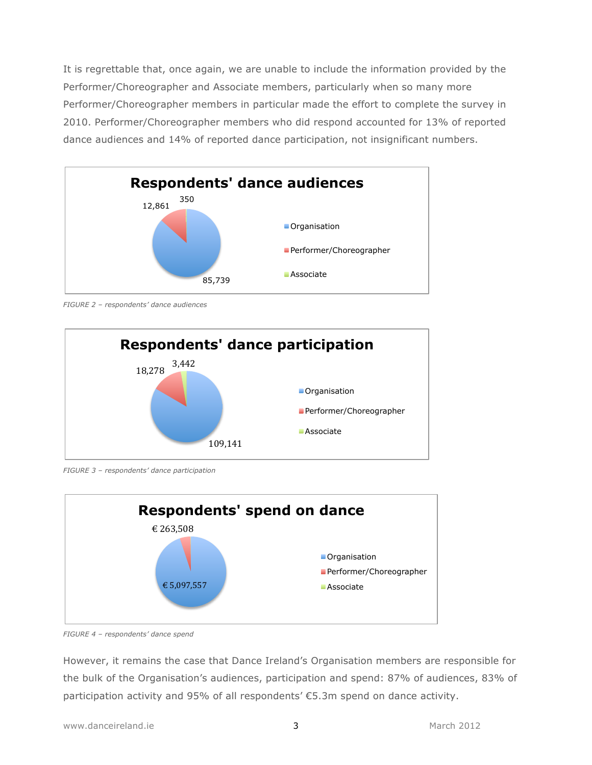It is regrettable that, once again, we are unable to include the information provided by the Performer/Choreographer and Associate members, particularly when so many more Performer/Choreographer members in particular made the effort to complete the survey in 2010. Performer/Choreographer members who did respond accounted for 13% of reported dance audiences and 14% of reported dance participation, not insignificant numbers.

**Respondents' dance audiences**

| Category | Dance audiences |
|---|---|
| Organisation | 85,739 |
| Performer/Choreographer | 12,861 |
| Associate | 350 |

*FIGURE 2 – respondents' dance audiences*

**Respondents' dance participation**

| Category | Dance participation |
|---|---|
| Organisation | 109,141 |
| Performer/Choreographer | 18,278 |
| Associate | 3,442 |

*FIGURE 3 – respondents' dance participation*

**Respondents' spend on dance**

| Category | Spend on dance |
|---|---|
| Organisation | € 5,097,557 |
| Performer/Choreographer | € 263,508 |
| Associate | |

*FIGURE 4 – respondents' dance spend*

However, it remains the case that Dance Ireland's Organisation members are responsible for the bulk of the Organisation's audiences, participation and spend: 87% of audiences, 83% of participation activity and 95% of all respondents' €5.3m spend on dance activity.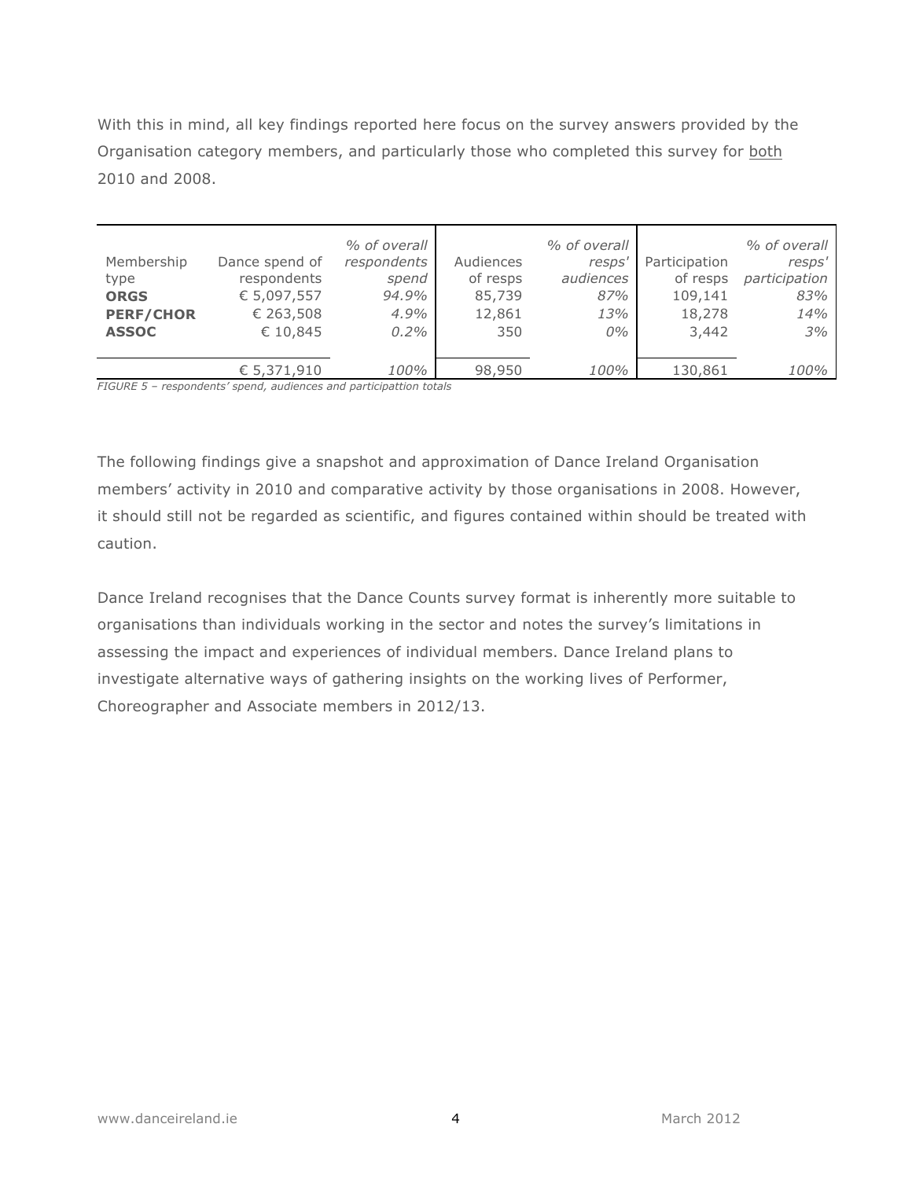With this in mind, all key findings reported here focus on the survey answers provided by the Organisation category members, and particularly those who completed this survey for both 2010 and 2008.

| Membership type | Dance spend of respondents | *% of overall respondents spend* | Audiences of resps | *% of overall resps' audiences* | Participation of resps | *% of overall resps' participation* |
|---|---|---|---|---|---|---|
| **ORGS** | € 5,097,557 | *94.9%* | 85,739 | *87%* | 109,141 | *83%* |
| **PERF/CHOR** | € 263,508 | *4.9%* | 12,861 | *13%* | 18,278 | *14%* |
| **ASSOC** | € 10,845 | *0.2%* | 350 | *0%* | 3,442 | *3%* |
| | € 5,371,910 | *100%* | 98,950 | *100%* | 130,861 | *100%* |

*FIGURE 5 – respondents' spend, audiences and participattion totals*

The following findings give a snapshot and approximation of Dance Ireland Organisation members' activity in 2010 and comparative activity by those organisations in 2008. However, it should still not be regarded as scientific, and figures contained within should be treated with caution.

Dance Ireland recognises that the Dance Counts survey format is inherently more suitable to organisations than individuals working in the sector and notes the survey's limitations in assessing the impact and experiences of individual members. Dance Ireland plans to investigate alternative ways of gathering insights on the working lives of Performer, Choreographer and Associate members in 2012/13.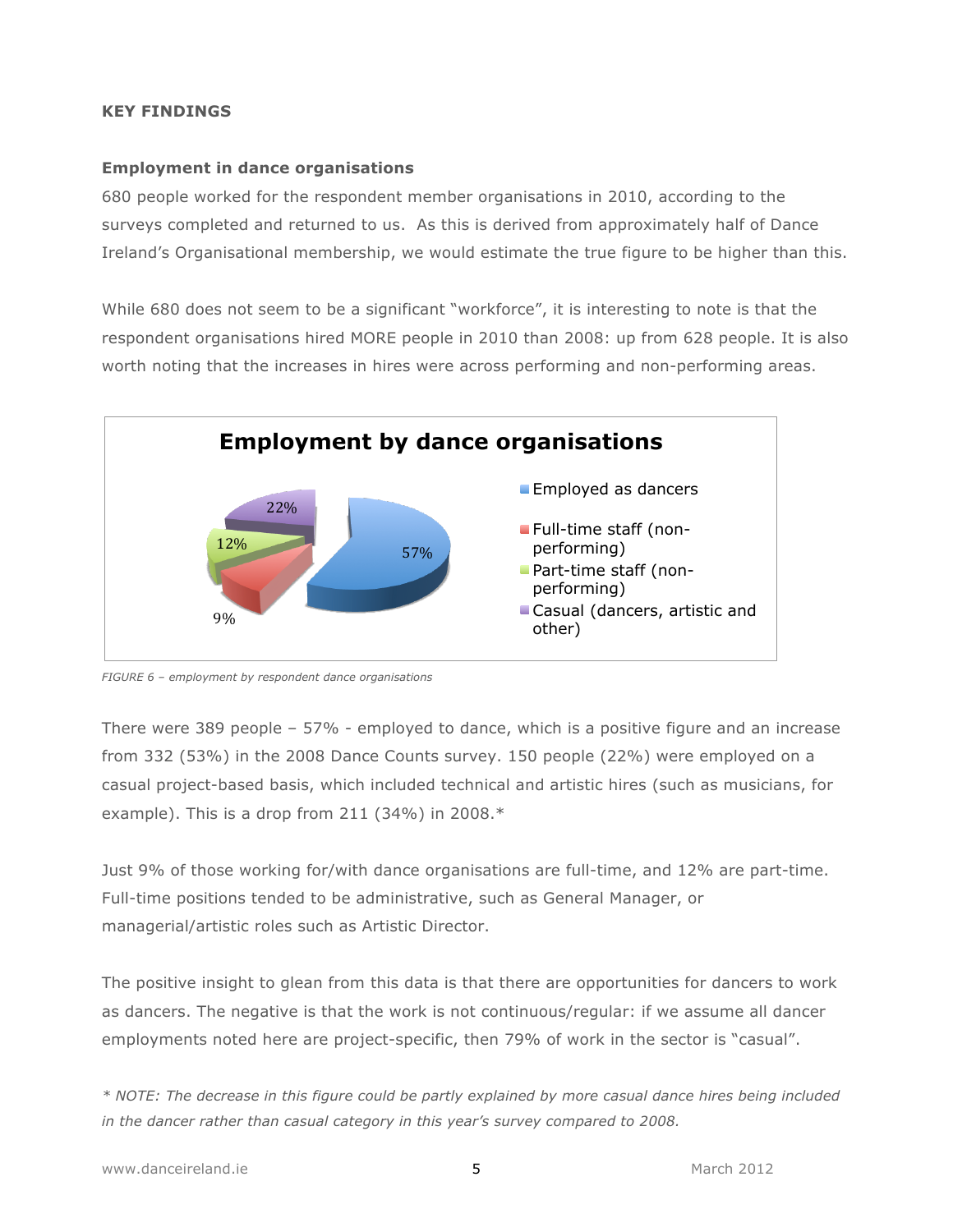## KEY FINDINGS

### Employment in dance organisations

680 people worked for the respondent member organisations in 2010, according to the surveys completed and returned to us. As this is derived from approximately half of Dance Ireland's Organisational membership, we would estimate the true figure to be higher than this.

While 680 does not seem to be a significant "workforce", it is interesting to note is that the respondent organisations hired MORE people in 2010 than 2008: up from 628 people. It is also worth noting that the increases in hires were across performing and non-performing areas.

**Employment by dance organisations**

- Employed as dancers: 57%
- Full-time staff (non-performing): 9%
- Part-time staff (non-performing): 12%
- Casual (dancers, artistic and other): 22%

*FIGURE 6 – employment by respondent dance organisations*

There were 389 people – 57% - employed to dance, which is a positive figure and an increase from 332 (53%) in the 2008 Dance Counts survey. 150 people (22%) were employed on a casual project-based basis, which included technical and artistic hires (such as musicians, for example). This is a drop from 211 (34%) in 2008.*

Just 9% of those working for/with dance organisations are full-time, and 12% are part-time. Full-time positions tended to be administrative, such as General Manager, or managerial/artistic roles such as Artistic Director.

The positive insight to glean from this data is that there are opportunities for dancers to work as dancers. The negative is that the work is not continuous/regular: if we assume all dancer employments noted here are project-specific, then 79% of work in the sector is "casual".

*\* NOTE: The decrease in this figure could be partly explained by more casual dance hires being included in the dancer rather than casual category in this year's survey compared to 2008.*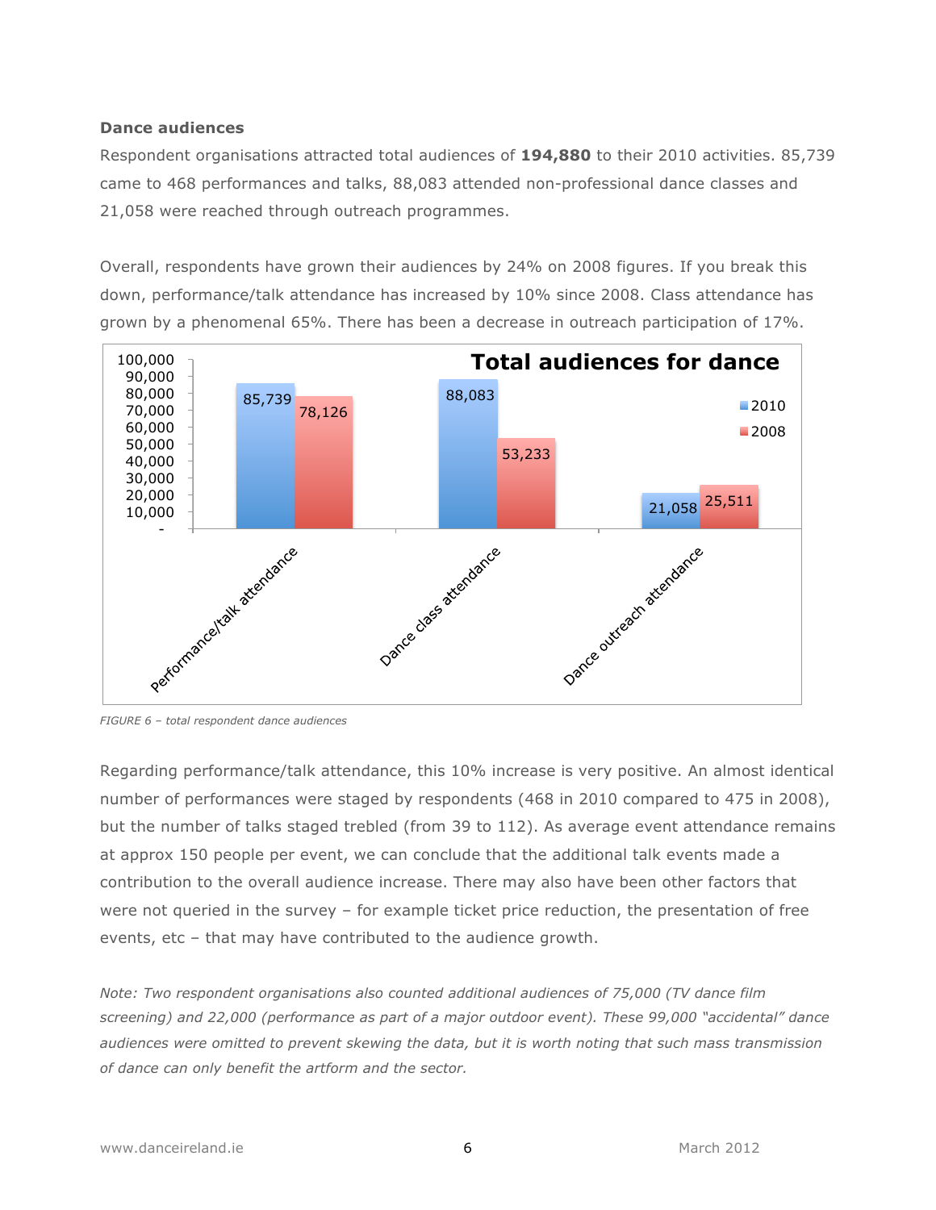**Dance audiences**

Respondent organisations attracted total audiences of **194,880** to their 2010 activities. 85,739 came to 468 performances and talks, 88,083 attended non-professional dance classes and 21,058 were reached through outreach programmes.

Overall, respondents have grown their audiences by 24% on 2008 figures. If you break this down, performance/talk attendance has increased by 10% since 2008. Class attendance has grown by a phenomenal 65%. There has been a decrease in outreach participation of 17%.

**Total audiences for dance**

| | 2010 | 2008 |
|---|---|---|
| Performance/talk attendance | 85,739 | 78,126 |
| Dance class attendance | 88,083 | 53,233 |
| Dance outreach attendance | 21,058 | 25,511 |

*FIGURE 6 – total respondent dance audiences*

Regarding performance/talk attendance, this 10% increase is very positive. An almost identical number of performances were staged by respondents (468 in 2010 compared to 475 in 2008), but the number of talks staged trebled (from 39 to 112). As average event attendance remains at approx 150 people per event, we can conclude that the additional talk events made a contribution to the overall audience increase. There may also have been other factors that were not queried in the survey – for example ticket price reduction, the presentation of free events, etc – that may have contributed to the audience growth.

*Note: Two respondent organisations also counted additional audiences of 75,000 (TV dance film screening) and 22,000 (performance as part of a major outdoor event). These 99,000 "accidental" dance audiences were omitted to prevent skewing the data, but it is worth noting that such mass transmission of dance can only benefit the artform and the sector.*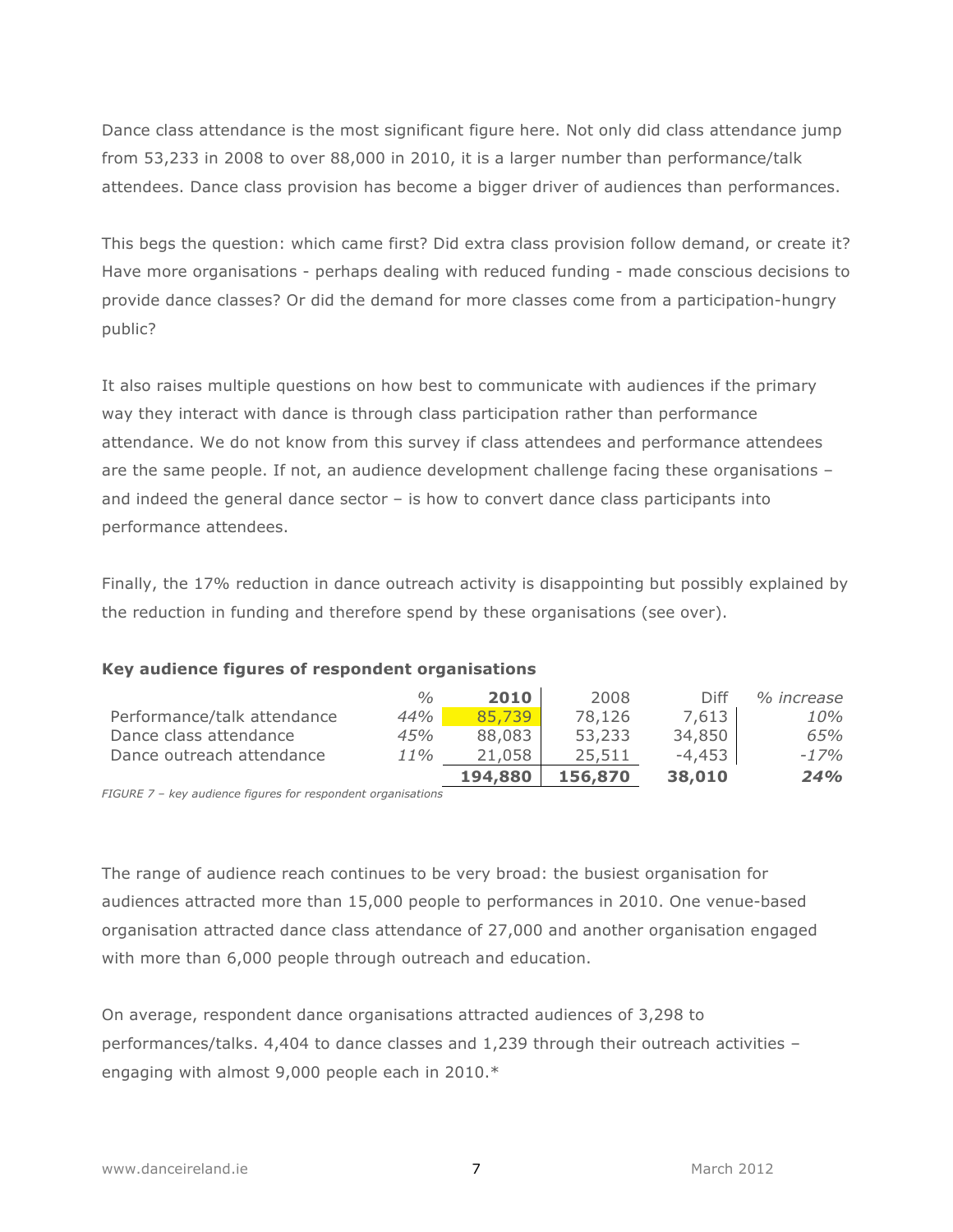Dance class attendance is the most significant figure here. Not only did class attendance jump from 53,233 in 2008 to over 88,000 in 2010, it is a larger number than performance/talk attendees. Dance class provision has become a bigger driver of audiences than performances.

This begs the question: which came first? Did extra class provision follow demand, or create it? Have more organisations - perhaps dealing with reduced funding - made conscious decisions to provide dance classes? Or did the demand for more classes come from a participation-hungry public?

It also raises multiple questions on how best to communicate with audiences if the primary way they interact with dance is through class participation rather than performance attendance. We do not know from this survey if class attendees and performance attendees are the same people. If not, an audience development challenge facing these organisations – and indeed the general dance sector – is how to convert dance class participants into performance attendees.

Finally, the 17% reduction in dance outreach activity is disappointing but possibly explained by the reduction in funding and therefore spend by these organisations (see over).

**Key audience figures of respondent organisations**

| | *%* | **2010** | 2008 | Diff | *% increase* |
|---|---|---|---|---|---|
| Performance/talk attendance | *44%* | 85,739 | 78,126 | 7,613 | *10%* |
| Dance class attendance | *45%* | 88,083 | 53,233 | 34,850 | *65%* |
| Dance outreach attendance | *11%* | 21,058 | 25,511 | -4,453 | *-17%* |
| | | **194,880** | **156,870** | **38,010** | ***24%*** |

*FIGURE 7 – key audience figures for respondent organisations*

The range of audience reach continues to be very broad: the busiest organisation for audiences attracted more than 15,000 people to performances in 2010. One venue-based organisation attracted dance class attendance of 27,000 and another organisation engaged with more than 6,000 people through outreach and education.

On average, respondent dance organisations attracted audiences of 3,298 to performances/talks. 4,404 to dance classes and 1,239 through their outreach activities – engaging with almost 9,000 people each in 2010.*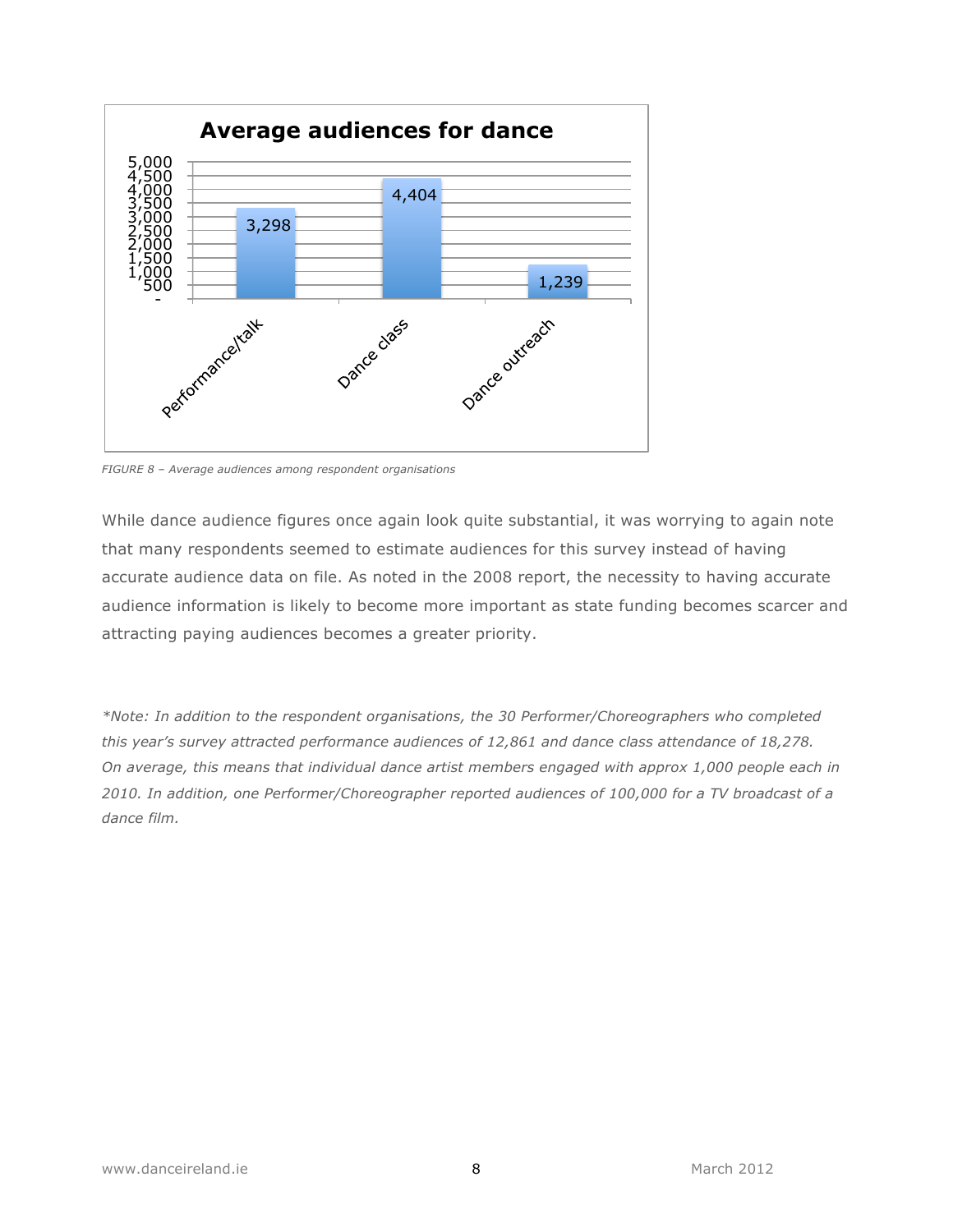**Average audiences for dance**

| Category | Average audience |
|---|---|
| Performance/talk | 3,298 |
| Dance class | 4,404 |
| Dance outreach | 1,239 |

*FIGURE 8 – Average audiences among respondent organisations*

While dance audience figures once again look quite substantial, it was worrying to again note that many respondents seemed to estimate audiences for this survey instead of having accurate audience data on file. As noted in the 2008 report, the necessity to having accurate audience information is likely to become more important as state funding becomes scarcer and attracting paying audiences becomes a greater priority.

*\*Note: In addition to the respondent organisations, the 30 Performer/Choreographers who completed this year's survey attracted performance audiences of 12,861 and dance class attendance of 18,278. On average, this means that individual dance artist members engaged with approx 1,000 people each in 2010. In addition, one Performer/Choreographer reported audiences of 100,000 for a TV broadcast of a dance film.*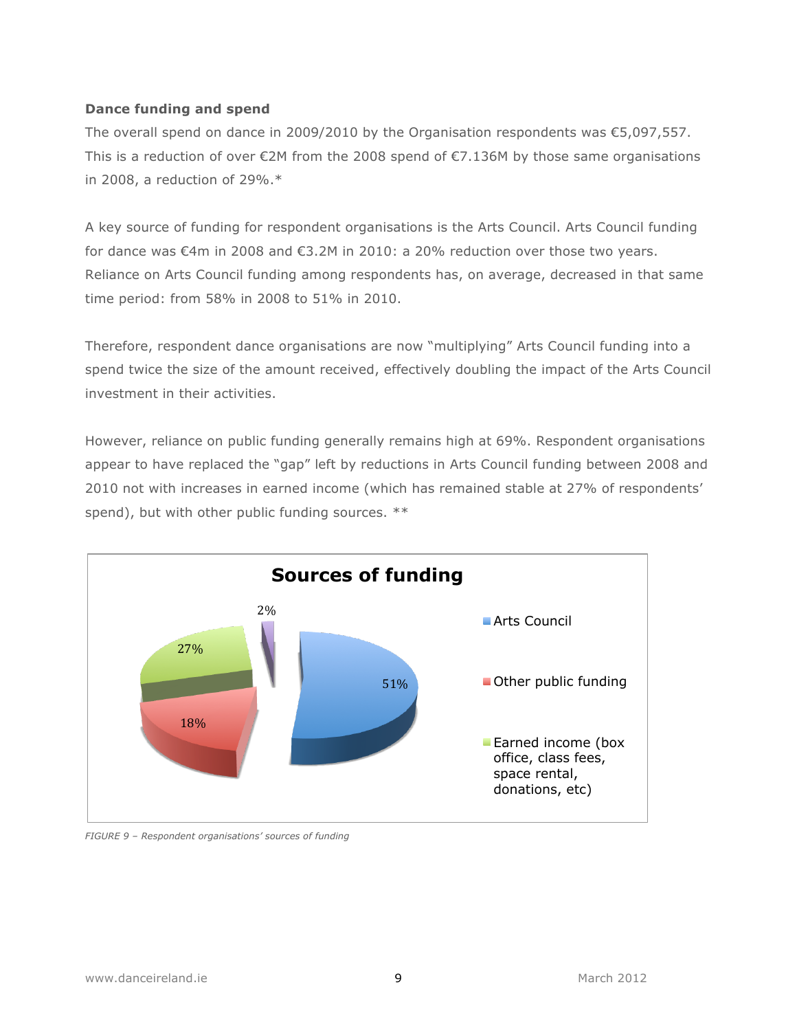**Dance funding and spend**

The overall spend on dance in 2009/2010 by the Organisation respondents was €5,097,557. This is a reduction of over €2M from the 2008 spend of €7.136M by those same organisations in 2008, a reduction of 29%.*

A key source of funding for respondent organisations is the Arts Council. Arts Council funding for dance was €4m in 2008 and €3.2M in 2010: a 20% reduction over those two years. Reliance on Arts Council funding among respondents has, on average, decreased in that same time period: from 58% in 2008 to 51% in 2010.

Therefore, respondent dance organisations are now "multiplying" Arts Council funding into a spend twice the size of the amount received, effectively doubling the impact of the Arts Council investment in their activities.

However, reliance on public funding generally remains high at 69%. Respondent organisations appear to have replaced the "gap" left by reductions in Arts Council funding between 2008 and 2010 not with increases in earned income (which has remained stable at 27% of respondents' spend), but with other public funding sources. **

**Sources of funding**

| Source | Share |
|---|---|
| Arts Council | 51% |
| Other public funding | 18% |
| Earned income (box office, class fees, space rental, donations, etc) | 27% |
| (unlabelled) | 2% |

*FIGURE 9 – Respondent organisations' sources of funding*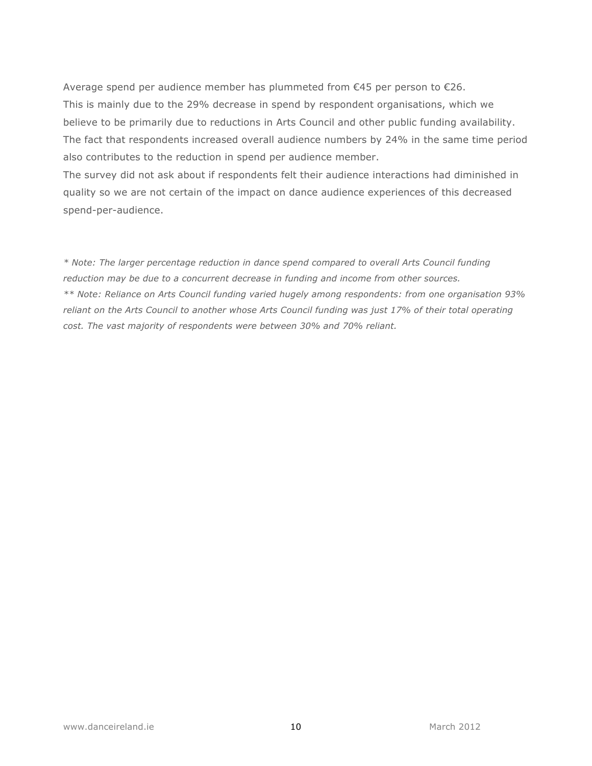Average spend per audience member has plummeted from €45 per person to €26.
This is mainly due to the 29% decrease in spend by respondent organisations, which we believe to be primarily due to reductions in Arts Council and other public funding availability.
The fact that respondents increased overall audience numbers by 24% in the same time period also contributes to the reduction in spend per audience member.
The survey did not ask about if respondents felt their audience interactions had diminished in quality so we are not certain of the impact on dance audience experiences of this decreased spend-per-audience.

*\* Note: The larger percentage reduction in dance spend compared to overall Arts Council funding reduction may be due to a concurrent decrease in funding and income from other sources.*
*\*\* Note: Reliance on Arts Council funding varied hugely among respondents: from one organisation 93% reliant on the Arts Council to another whose Arts Council funding was just 17% of their total operating cost. The vast majority of respondents were between 30% and 70% reliant.*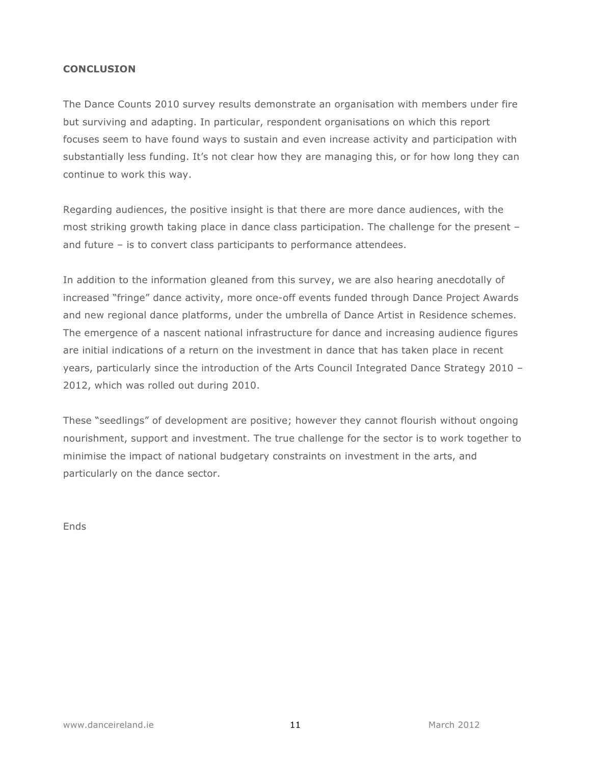## CONCLUSION

The Dance Counts 2010 survey results demonstrate an organisation with members under fire but surviving and adapting. In particular, respondent organisations on which this report focuses seem to have found ways to sustain and even increase activity and participation with substantially less funding. It's not clear how they are managing this, or for how long they can continue to work this way.

Regarding audiences, the positive insight is that there are more dance audiences, with the most striking growth taking place in dance class participation. The challenge for the present – and future – is to convert class participants to performance attendees.

In addition to the information gleaned from this survey, we are also hearing anecdotally of increased "fringe" dance activity, more once-off events funded through Dance Project Awards and new regional dance platforms, under the umbrella of Dance Artist in Residence schemes. The emergence of a nascent national infrastructure for dance and increasing audience figures are initial indications of a return on the investment in dance that has taken place in recent years, particularly since the introduction of the Arts Council Integrated Dance Strategy 2010 – 2012, which was rolled out during 2010.

These "seedlings" of development are positive; however they cannot flourish without ongoing nourishment, support and investment. The true challenge for the sector is to work together to minimise the impact of national budgetary constraints on investment in the arts, and particularly on the dance sector.

Ends